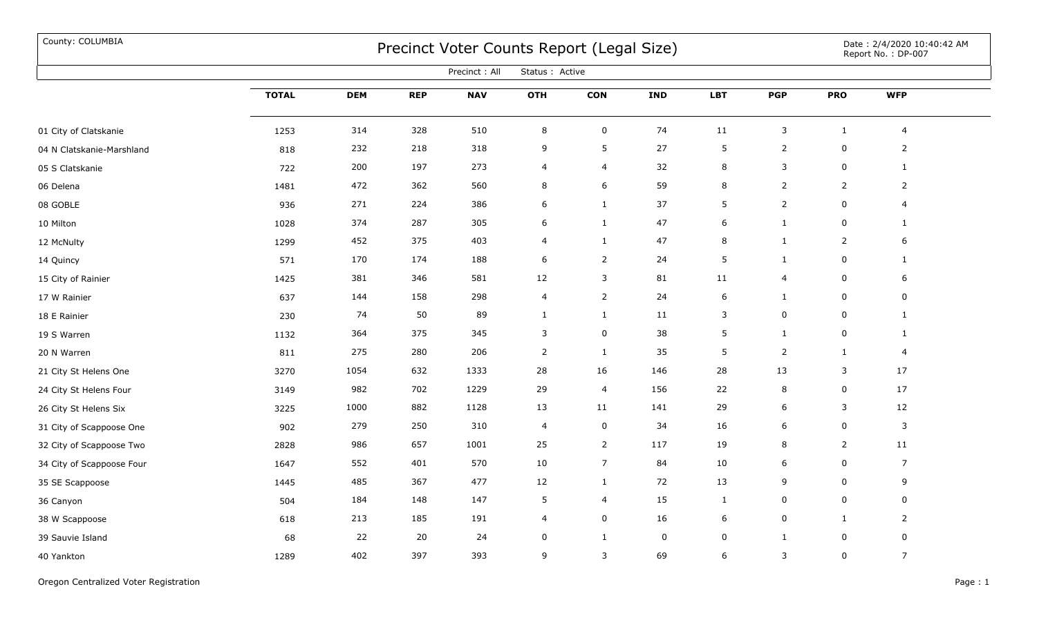County: COLUMBIA

# Precinct Voter Counts Report (Legal Size)

Date : 2/4/2020 10:40:42 AM
Report No. : DP-007

Precinct : All Status : Active

| | TOTAL | DEM | REP | NAV | OTH | CON | IND | LBT | PGP | PRO | WFP |
|---|---|---|---|---|---|---|---|---|---|---|---|
| 01 City of Clatskanie | 1253 | 314 | 328 | 510 | 8 | 0 | 74 | 11 | 3 | 1 | 4 |
| 04 N Clatskanie-Marshland | 818 | 232 | 218 | 318 | 9 | 5 | 27 | 5 | 2 | 0 | 2 |
| 05 S Clatskanie | 722 | 200 | 197 | 273 | 4 | 4 | 32 | 8 | 3 | 0 | 1 |
| 06 Delena | 1481 | 472 | 362 | 560 | 8 | 6 | 59 | 8 | 2 | 2 | 2 |
| 08 GOBLE | 936 | 271 | 224 | 386 | 6 | 1 | 37 | 5 | 2 | 0 | 4 |
| 10 Milton | 1028 | 374 | 287 | 305 | 6 | 1 | 47 | 6 | 1 | 0 | 1 |
| 12 McNulty | 1299 | 452 | 375 | 403 | 4 | 1 | 47 | 8 | 1 | 2 | 6 |
| 14 Quincy | 571 | 170 | 174 | 188 | 6 | 2 | 24 | 5 | 1 | 0 | 1 |
| 15 City of Rainier | 1425 | 381 | 346 | 581 | 12 | 3 | 81 | 11 | 4 | 0 | 6 |
| 17 W Rainier | 637 | 144 | 158 | 298 | 4 | 2 | 24 | 6 | 1 | 0 | 0 |
| 18 E Rainier | 230 | 74 | 50 | 89 | 1 | 1 | 11 | 3 | 0 | 0 | 1 |
| 19 S Warren | 1132 | 364 | 375 | 345 | 3 | 0 | 38 | 5 | 1 | 0 | 1 |
| 20 N Warren | 811 | 275 | 280 | 206 | 2 | 1 | 35 | 5 | 2 | 1 | 4 |
| 21 City St Helens One | 3270 | 1054 | 632 | 1333 | 28 | 16 | 146 | 28 | 13 | 3 | 17 |
| 24 City St Helens Four | 3149 | 982 | 702 | 1229 | 29 | 4 | 156 | 22 | 8 | 0 | 17 |
| 26 City St Helens Six | 3225 | 1000 | 882 | 1128 | 13 | 11 | 141 | 29 | 6 | 3 | 12 |
| 31 City of Scappoose One | 902 | 279 | 250 | 310 | 4 | 0 | 34 | 16 | 6 | 0 | 3 |
| 32 City of Scappoose Two | 2828 | 986 | 657 | 1001 | 25 | 2 | 117 | 19 | 8 | 2 | 11 |
| 34 City of Scappoose Four | 1647 | 552 | 401 | 570 | 10 | 7 | 84 | 10 | 6 | 0 | 7 |
| 35 SE Scappoose | 1445 | 485 | 367 | 477 | 12 | 1 | 72 | 13 | 9 | 0 | 9 |
| 36 Canyon | 504 | 184 | 148 | 147 | 5 | 4 | 15 | 1 | 0 | 0 | 0 |
| 38 W Scappoose | 618 | 213 | 185 | 191 | 4 | 0 | 16 | 6 | 0 | 1 | 2 |
| 39 Sauvie Island | 68 | 22 | 20 | 24 | 0 | 1 | 0 | 0 | 1 | 0 | 0 |
| 40 Yankton | 1289 | 402 | 397 | 393 | 9 | 3 | 69 | 6 | 3 | 0 | 7 |

Oregon Centralized Voter Registration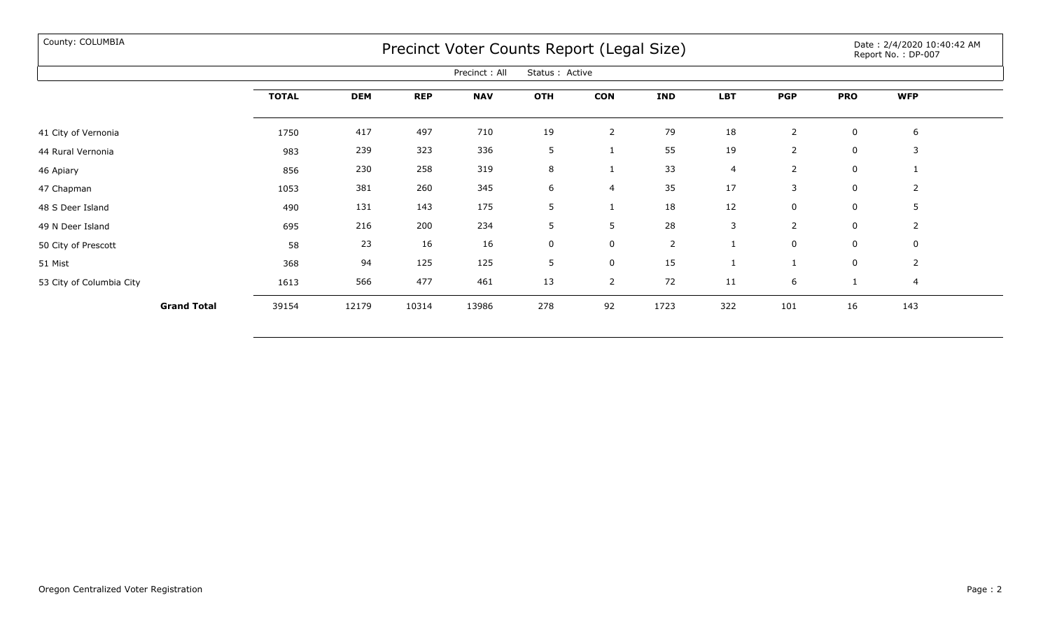County: COLUMBIA

# Precinct Voter Counts Report (Legal Size)

Date : 2/4/2020 10:40:42 AM
Report No. : DP-007

Precinct : All    Status : Active

| | TOTAL | DEM | REP | NAV | OTH | CON | IND | LBT | PGP | PRO | WFP |
|---|---|---|---|---|---|---|---|---|---|---|---|
| 41 City of Vernonia | 1750 | 417 | 497 | 710 | 19 | 2 | 79 | 18 | 2 | 0 | 6 |
| 44 Rural Vernonia | 983 | 239 | 323 | 336 | 5 | 1 | 55 | 19 | 2 | 0 | 3 |
| 46 Apiary | 856 | 230 | 258 | 319 | 8 | 1 | 33 | 4 | 2 | 0 | 1 |
| 47 Chapman | 1053 | 381 | 260 | 345 | 6 | 4 | 35 | 17 | 3 | 0 | 2 |
| 48 S Deer Island | 490 | 131 | 143 | 175 | 5 | 1 | 18 | 12 | 0 | 0 | 5 |
| 49 N Deer Island | 695 | 216 | 200 | 234 | 5 | 5 | 28 | 3 | 2 | 0 | 2 |
| 50 City of Prescott | 58 | 23 | 16 | 16 | 0 | 0 | 2 | 1 | 0 | 0 | 0 |
| 51 Mist | 368 | 94 | 125 | 125 | 5 | 0 | 15 | 1 | 1 | 0 | 2 |
| 53 City of Columbia City | 1613 | 566 | 477 | 461 | 13 | 2 | 72 | 11 | 6 | 1 | 4 |
| **Grand Total** | 39154 | 12179 | 10314 | 13986 | 278 | 92 | 1723 | 322 | 101 | 16 | 143 |

Oregon Centralized Voter Registration